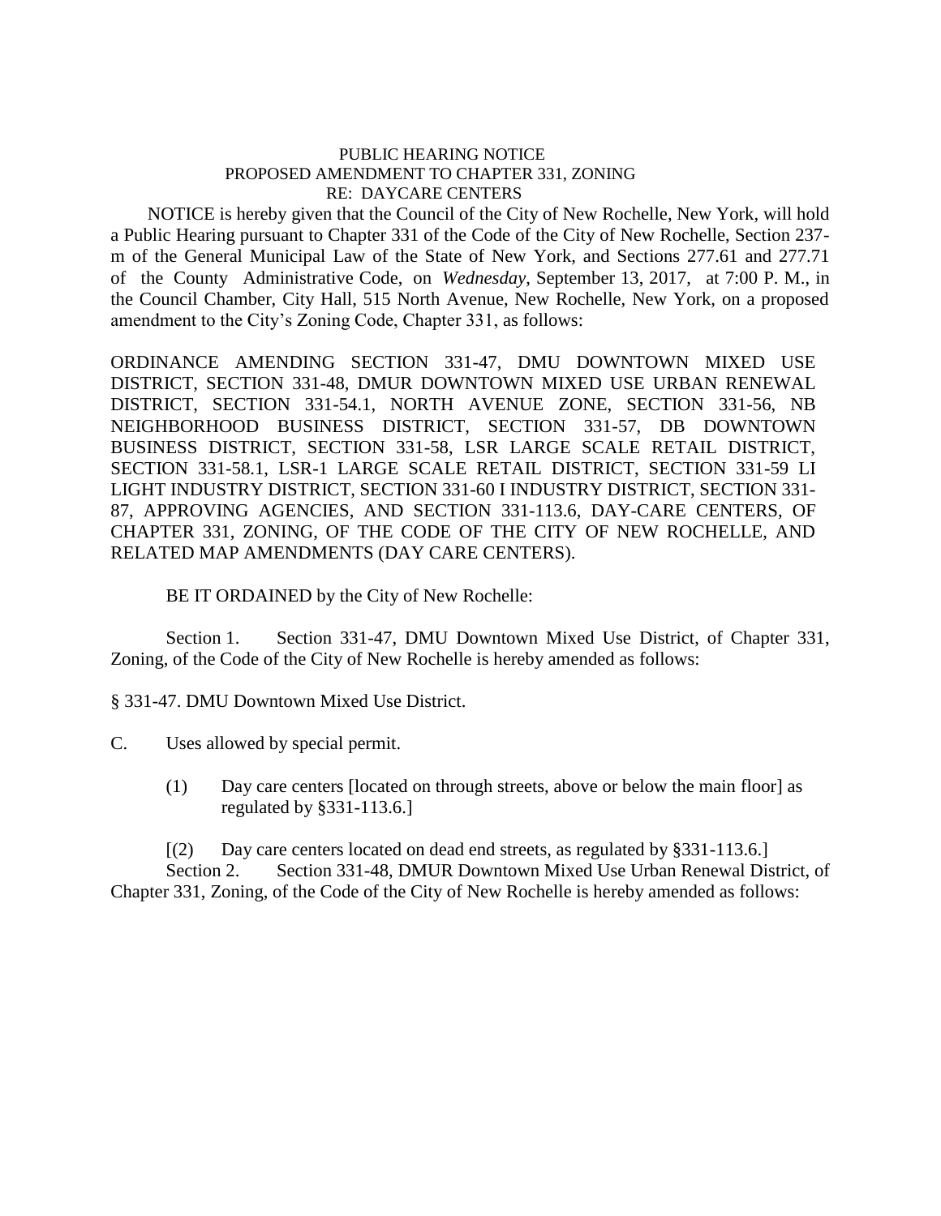PUBLIC HEARING NOTICE
PROPOSED AMENDMENT TO CHAPTER 331, ZONING
RE: DAYCARE CENTERS

NOTICE is hereby given that the Council of the City of New Rochelle, New York, will hold a Public Hearing pursuant to Chapter 331 of the Code of the City of New Rochelle, Section 237-m of the General Municipal Law of the State of New York, and Sections 277.61 and 277.71 of the County Administrative Code, on *Wednesday*, September 13, 2017, at 7:00 P. M., in the Council Chamber, City Hall, 515 North Avenue, New Rochelle, New York, on a proposed amendment to the City's Zoning Code, Chapter 331, as follows:

ORDINANCE AMENDING SECTION 331-47, DMU DOWNTOWN MIXED USE DISTRICT, SECTION 331-48, DMUR DOWNTOWN MIXED USE URBAN RENEWAL DISTRICT, SECTION 331-54.1, NORTH AVENUE ZONE, SECTION 331-56, NB NEIGHBORHOOD BUSINESS DISTRICT, SECTION 331-57, DB DOWNTOWN BUSINESS DISTRICT, SECTION 331-58, LSR LARGE SCALE RETAIL DISTRICT, SECTION 331-58.1, LSR-1 LARGE SCALE RETAIL DISTRICT, SECTION 331-59 LI LIGHT INDUSTRY DISTRICT, SECTION 331-60 I INDUSTRY DISTRICT, SECTION 331-87, APPROVING AGENCIES, AND SECTION 331-113.6, DAY-CARE CENTERS, OF CHAPTER 331, ZONING, OF THE CODE OF THE CITY OF NEW ROCHELLE, AND RELATED MAP AMENDMENTS (DAY CARE CENTERS).

BE IT ORDAINED by the City of New Rochelle:

Section 1. Section 331-47, DMU Downtown Mixed Use District, of Chapter 331, Zoning, of the Code of the City of New Rochelle is hereby amended as follows:

§ 331-47. DMU Downtown Mixed Use District.

C. Uses allowed by special permit.

(1) Day care centers [located on through streets, above or below the main floor] as regulated by §331-113.6.]

[(2) Day care centers located on dead end streets, as regulated by §331-113.6.]

Section 2. Section 331-48, DMUR Downtown Mixed Use Urban Renewal District, of Chapter 331, Zoning, of the Code of the City of New Rochelle is hereby amended as follows: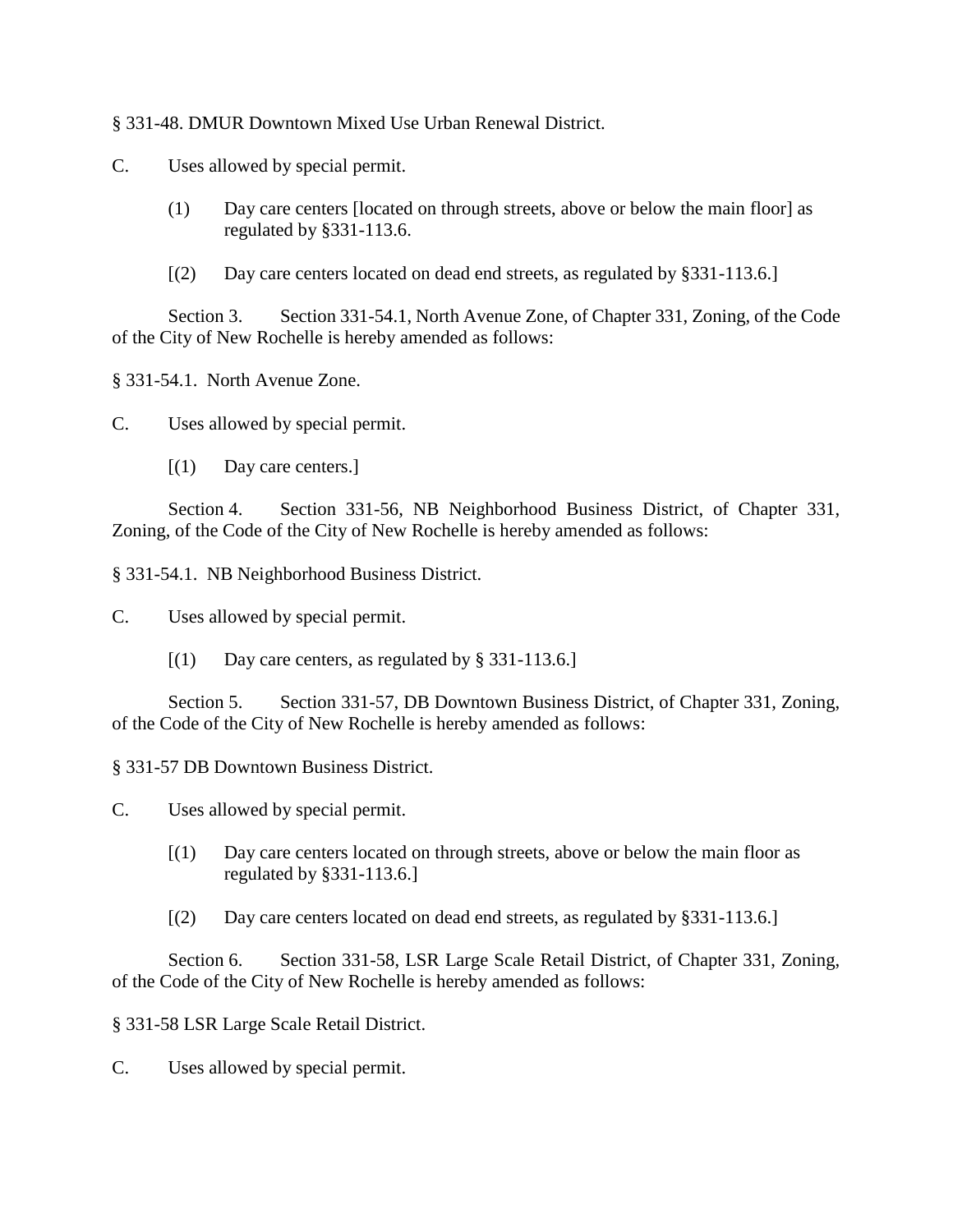§ 331-48. DMUR Downtown Mixed Use Urban Renewal District.

C. Uses allowed by special permit.

(1) Day care centers [located on through streets, above or below the main floor] as regulated by §331-113.6.

[(2) Day care centers located on dead end streets, as regulated by §331-113.6.]

Section 3. Section 331-54.1, North Avenue Zone, of Chapter 331, Zoning, of the Code of the City of New Rochelle is hereby amended as follows:

§ 331-54.1. North Avenue Zone.

C. Uses allowed by special permit.

[(1) Day care centers.]

Section 4. Section 331-56, NB Neighborhood Business District, of Chapter 331, Zoning, of the Code of the City of New Rochelle is hereby amended as follows:

§ 331-54.1. NB Neighborhood Business District.

C. Uses allowed by special permit.

[(1) Day care centers, as regulated by § 331-113.6.]

Section 5. Section 331-57, DB Downtown Business District, of Chapter 331, Zoning, of the Code of the City of New Rochelle is hereby amended as follows:

§ 331-57 DB Downtown Business District.

C. Uses allowed by special permit.

[(1) Day care centers located on through streets, above or below the main floor as regulated by §331-113.6.]

[(2) Day care centers located on dead end streets, as regulated by §331-113.6.]

Section 6. Section 331-58, LSR Large Scale Retail District, of Chapter 331, Zoning, of the Code of the City of New Rochelle is hereby amended as follows:

§ 331-58 LSR Large Scale Retail District.

C. Uses allowed by special permit.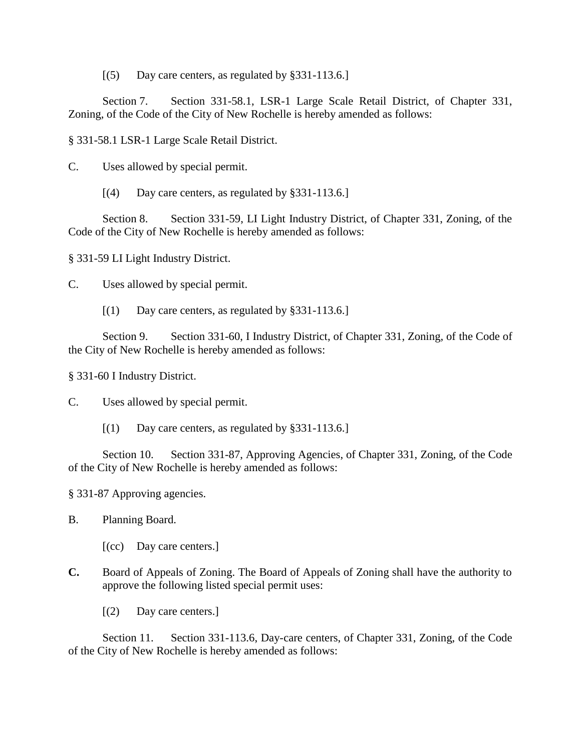[(5) Day care centers, as regulated by §331-113.6.]

Section 7. Section 331-58.1, LSR-1 Large Scale Retail District, of Chapter 331, Zoning, of the Code of the City of New Rochelle is hereby amended as follows:

§ 331-58.1 LSR-1 Large Scale Retail District.

C. Uses allowed by special permit.

[(4) Day care centers, as regulated by §331-113.6.]

Section 8. Section 331-59, LI Light Industry District, of Chapter 331, Zoning, of the Code of the City of New Rochelle is hereby amended as follows:

§ 331-59 LI Light Industry District.

C. Uses allowed by special permit.

[(1) Day care centers, as regulated by §331-113.6.]

Section 9. Section 331-60, I Industry District, of Chapter 331, Zoning, of the Code of the City of New Rochelle is hereby amended as follows:

§ 331-60 I Industry District.

C. Uses allowed by special permit.

[(1) Day care centers, as regulated by §331-113.6.]

Section 10. Section 331-87, Approving Agencies, of Chapter 331, Zoning, of the Code of the City of New Rochelle is hereby amended as follows:

§ 331-87 Approving agencies.

B. Planning Board.

[(cc) Day care centers.]

**C.** Board of Appeals of Zoning. The Board of Appeals of Zoning shall have the authority to approve the following listed special permit uses:

[(2) Day care centers.]

Section 11. Section 331-113.6, Day-care centers, of Chapter 331, Zoning, of the Code of the City of New Rochelle is hereby amended as follows: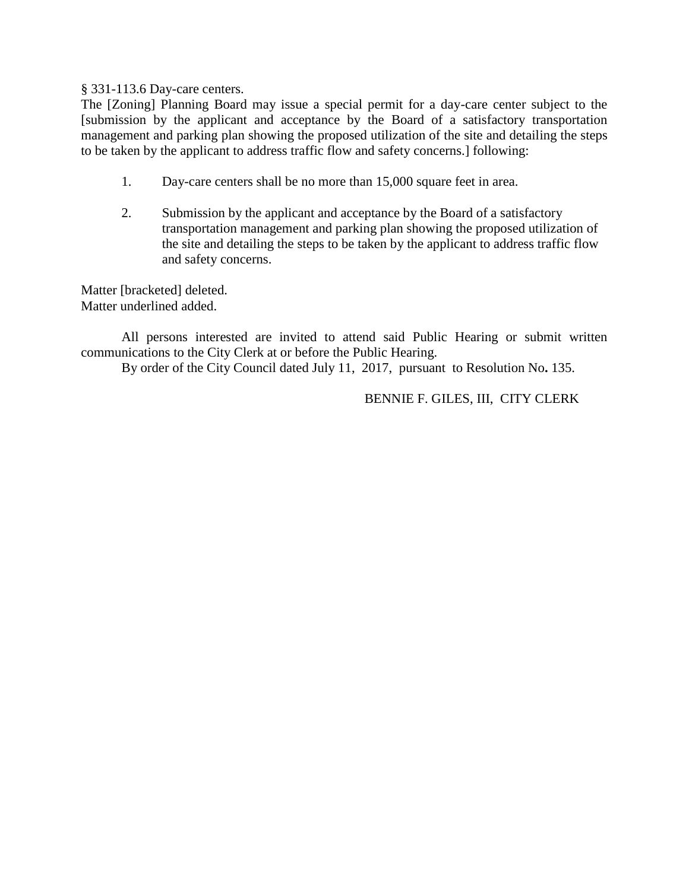§ 331-113.6 Day-care centers.
The [Zoning] Planning Board may issue a special permit for a day-care center subject to the [submission by the applicant and acceptance by the Board of a satisfactory transportation management and parking plan showing the proposed utilization of the site and detailing the steps to be taken by the applicant to address traffic flow and safety concerns.] following:

1. Day-care centers shall be no more than 15,000 square feet in area.

2. Submission by the applicant and acceptance by the Board of a satisfactory transportation management and parking plan showing the proposed utilization of the site and detailing the steps to be taken by the applicant to address traffic flow and safety concerns.

Matter [bracketed] deleted.
Matter underlined added.

All persons interested are invited to attend said Public Hearing or submit written communications to the City Clerk at or before the Public Hearing.

By order of the City Council dated July 11, 2017, pursuant to Resolution No**.** 135.

BENNIE F. GILES, III, CITY CLERK